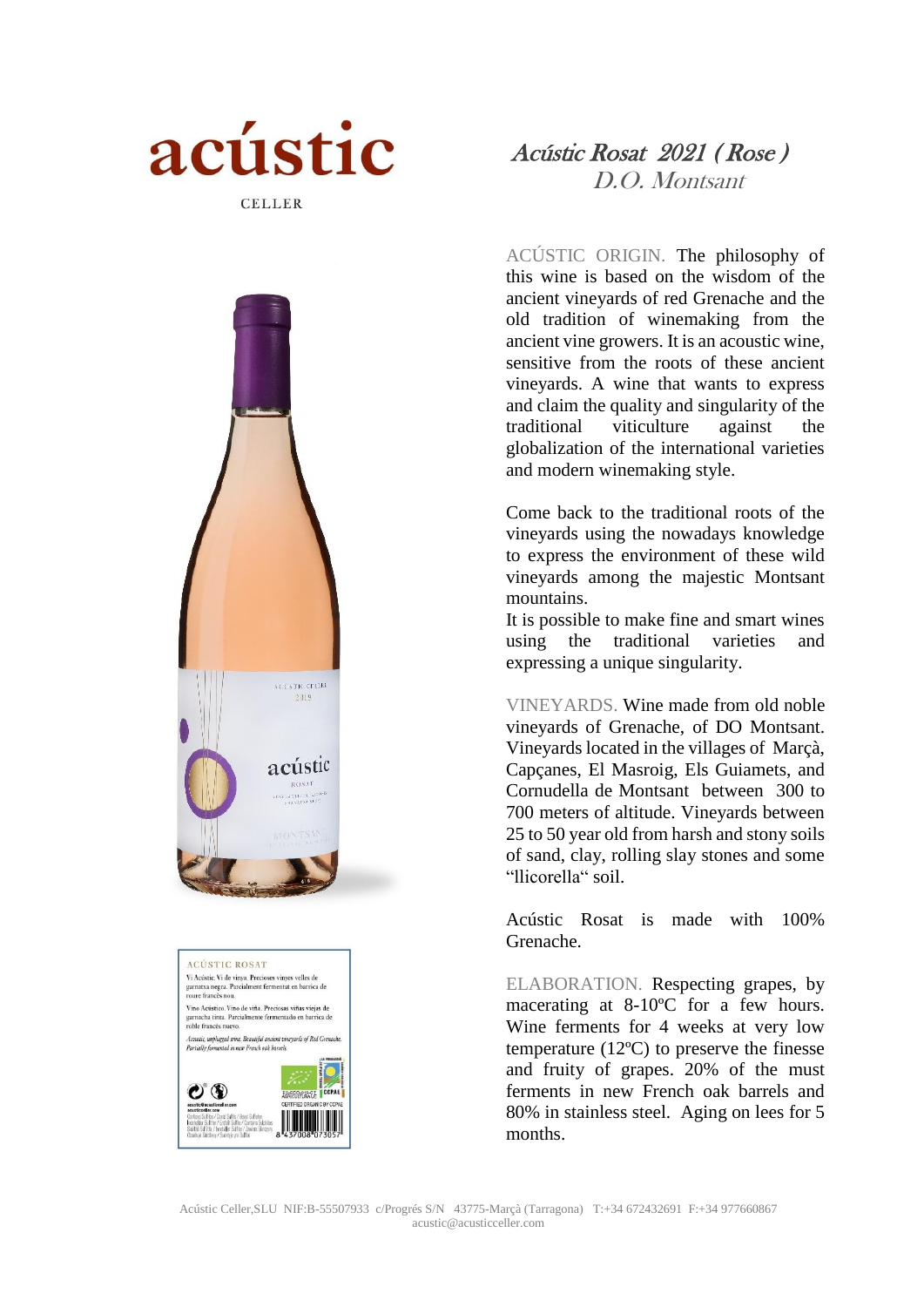# acústic

CELLER

## *Acústic Rosat 2021 (Rose)*
*D.O. Montsant*

ACÚSTIC ORIGIN. The philosophy of this wine is based on the wisdom of the ancient vineyards of red Grenache and the old tradition of winemaking from the ancient vine growers. It is an acoustic wine, sensitive from the roots of these ancient vineyards. A wine that wants to express and claim the quality and singularity of the traditional viticulture against the globalization of the international varieties and modern winemaking style.

Come back to the traditional roots of the vineyards using the nowadays knowledge to express the environment of these wild vineyards among the majestic Montsant mountains.
It is possible to make fine and smart wines using the traditional varieties and expressing a unique singularity.

VINEYARDS. Wine made from old noble vineyards of Grenache, of DO Montsant. Vineyards located in the villages of Marçà, Capçanes, El Masroig, Els Guiamets, and Cornudella de Montsant between 300 to 700 meters of altitude. Vineyards between 25 to 50 year old from harsh and stony soils of sand, clay, rolling slay stones and some "llicorella" soil.

Acústic Rosat is made with 100% Grenache.

ELABORATION. Respecting grapes, by macerating at 8-10ºC for a few hours. Wine ferments for 4 weeks at very low temperature (12ºC) to preserve the finesse and fruity of grapes. 20% of the must ferments in new French oak barrels and 80% in stainless steel. Aging on lees for 5 months.

ACÚSTIC ROSAT

Vi Acústic. Vi de vinya. Precioses vinyes velles de garnatxa negra. Parcialment fermentat en barrica de roure francès nou.

Vino Acústico. Vino de viña. Preciosas viñas viejas de garnacha tinta. Parcialmente fermentado en barrica de roble francés nuevo.

*Acoustic, unplugged wine. Beautiful ancient vineyards of Red Grenache. Partially fermented in new French oak barrels.*

CERTIFIED ORGANIC BY CCPAE

8 437008 073057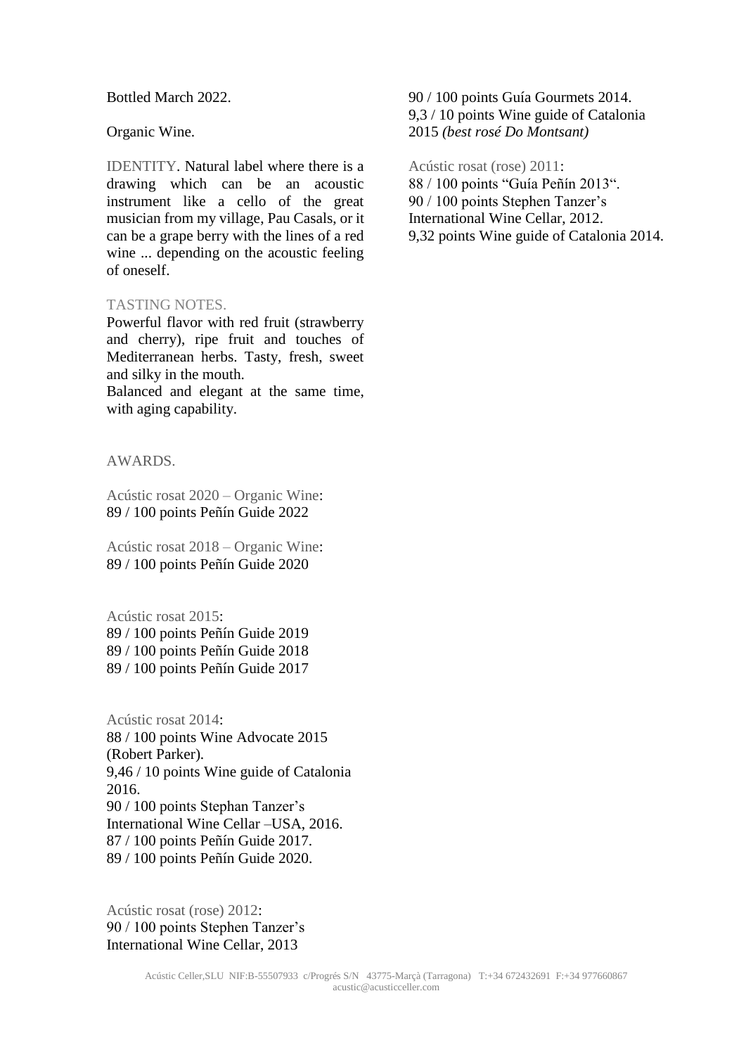Bottled March 2022.

Organic Wine.

IDENTITY. Natural label where there is a drawing which can be an acoustic instrument like a cello of the great musician from my village, Pau Casals, or it can be a grape berry with the lines of a red wine ... depending on the acoustic feeling of oneself.

TASTING NOTES.
Powerful flavor with red fruit (strawberry and cherry), ripe fruit and touches of Mediterranean herbs. Tasty, fresh, sweet and silky in the mouth.
Balanced and elegant at the same time, with aging capability.

AWARDS.

Acústic rosat 2020 – Organic Wine:
89 / 100 points Peñín Guide 2022

Acústic rosat 2018 – Organic Wine:
89 / 100 points Peñín Guide 2020

Acústic rosat 2015:
89 / 100 points Peñín Guide 2019
89 / 100 points Peñín Guide 2018
89 / 100 points Peñín Guide 2017

Acústic rosat 2014:
88 / 100 points Wine Advocate 2015 (Robert Parker).
9,46 / 10 points Wine guide of Catalonia 2016.
90 / 100 points Stephan Tanzer's International Wine Cellar –USA, 2016.
87 / 100 points Peñín Guide 2017.
89 / 100 points Peñín Guide 2020.

Acústic rosat (rose) 2012:
90 / 100 points Stephen Tanzer's International Wine Cellar, 2013
90 / 100 points Guía Gourmets 2014.
9,3 / 10 points Wine guide of Catalonia 2015 *(best rosé Do Montsant)*

Acústic rosat (rose) 2011:
88 / 100 points "Guía Peñín 2013".
90 / 100 points Stephen Tanzer's International Wine Cellar, 2012.
9,32 points Wine guide of Catalonia 2014.

Acústic Celler,SLU NIF:B-55507933 c/Progrés S/N 43775-Marçà (Tarragona) T:+34 672432691 F:+34 977660867
acustic@acusticceller.com